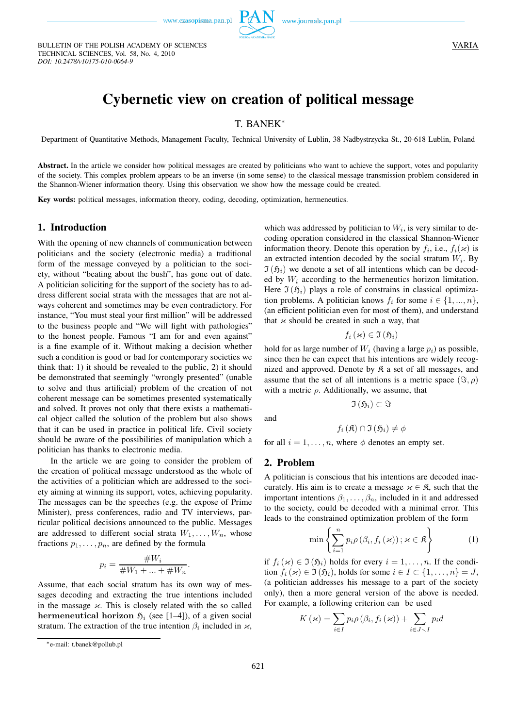BULLETIN OF THE POLISH ACADEMY OF SCIENCES
TECHNICAL SCIENCES, Vol. 58, No. 4, 2010
*DOI: 10.2478/v10175-010-0064-9*

VARIA

# Cybernetic view on creation of political message

T. BANEK*

Department of Quantitative Methods, Management Faculty, Technical University of Lublin, 38 Nadbystrzycka St., 20-618 Lublin, Poland

**Abstract.** In the article we consider how political messages are created by politicians who want to achieve the support, votes and popularity of the society. This complex problem appears to be an inverse (in some sense) to the classical message transmission problem considered in the Shannon-Wiener information theory. Using this observation we show how the message could be created.

**Key words:** political messages, information theory, coding, decoding, optimization, hermeneutics.

## 1. Introduction

With the opening of new channels of communication between politicians and the society (electronic media) a traditional form of the message conveyed by a politician to the society, without "beating about the bush", has gone out of date. A politician soliciting for the support of the society has to address different social strata with the messages that are not always coherent and sometimes may be even contradictory. For instance, "You must steal your first million" will be addressed to the business people and "We will fight with pathologies" to the honest people. Famous "I am for and even against" is a fine example of it. Without making a decision whether such a condition is good or bad for contemporary societies we think that: 1) it should be revealed to the public, 2) it should be demonstrated that seemingly "wrongly presented" (unable to solve and thus artificial) problem of the creation of not coherent message can be sometimes presented systematically and solved. It proves not only that there exists a mathematical object called the solution of the problem but also shows that it can be used in practice in political life. Civil society should be aware of the possibilities of manipulation which a politician has thanks to electronic media.

In the article we are going to consider the problem of the creation of political message understood as the whole of the activities of a politician which are addressed to the society aiming at winning its support, votes, achieving popularity. The messages can be the speeches (e.g. the expose of Prime Minister), press conferences, radio and TV interviews, particular political decisions announced to the public. Messages are addressed to different social strata $W_1, \ldots, W_n$, whose fractions $p_1, \ldots, p_n$, are defined by the formula

$$p_i = \frac{\#W_i}{\#W_1 + \ldots + \#W_n}.$$

Assume, that each social stratum has its own way of messages decoding and extracting the true intentions included in the massage $\varkappa$. This is closely related with the so called **hermeneutical horizon** $\mathfrak{H}_i$ (see [1–4]), of a given social stratum. The extraction of the true intention $\beta_i$ included in $\varkappa$, which was addressed by politician to $W_i$, is very similar to decoding operation considered in the classical Shannon-Wiener information theory. Denote this operation by $f_i$, i.e., $f_i(\varkappa)$ is an extracted intention decoded by the social stratum $W_i$. By $\mathfrak{I}(\mathfrak{H}_i)$ we denote a set of all intentions which can be decoded by $W_i$ according to the hermeneutics horizon limitation. Here $\mathfrak{I}(\mathfrak{H}_i)$ plays a role of constrains in classical optimization problems. A politician knows $f_i$ for some $i \in \{1, ..., n\}$, (an efficient politician even for most of them), and understand that $\varkappa$ should be created in such a way, that

$$f_i(\varkappa) \in \mathfrak{I}(\mathfrak{H}_i)$$

hold for as large number of $W_i$ (having a large $p_i$) as possible, since then he can expect that his intentions are widely recognized and approved. Denote by $\mathfrak{K}$ a set of all messages, and assume that the set of all intentions is a metric space $(\Im, \rho)$ with a metric $\rho$. Additionally, we assume, that

$$\mathfrak{I}(\mathfrak{H}_i) \subset \Im$$

and

$$f_i(\mathfrak{K}) \cap \mathfrak{I}(\mathfrak{H}_i) \neq \phi$$

for all $i = 1, \ldots, n$, where $\phi$ denotes an empty set.

## 2. Problem

A politician is conscious that his intentions are decoded inaccurately. His aim is to create a message $\varkappa \in \mathfrak{K}$, such that the important intentions $\beta_1, \ldots, \beta_n$, included in it and addressed to the society, could be decoded with a minimal error. This leads to the constrained optimization problem of the form

$$\min \left\{ \sum_{i=1}^{n} p_i \rho(\beta_i, f_i(\varkappa)) ; \varkappa \in \mathfrak{K} \right\} \tag{1}$$

if $f_i(\varkappa) \in \mathfrak{I}(\mathfrak{H}_i)$ holds for every $i = 1, \ldots, n$. If the condition $f_i(\varkappa) \in \mathfrak{I}(\mathfrak{H}_i)$, holds for some $i \in I \subset \{1, \ldots, n\} = J$, (a politician addresses his message to a part of the society only), then a more general version of the above is needed. For example, a following criterion can be used

$$K(\varkappa) = \sum_{i \in I} p_i \rho(\beta_i, f_i(\varkappa)) + \sum_{i \in J \setminus I} p_i d$$

---

*e-mail: t.banek@pollub.pl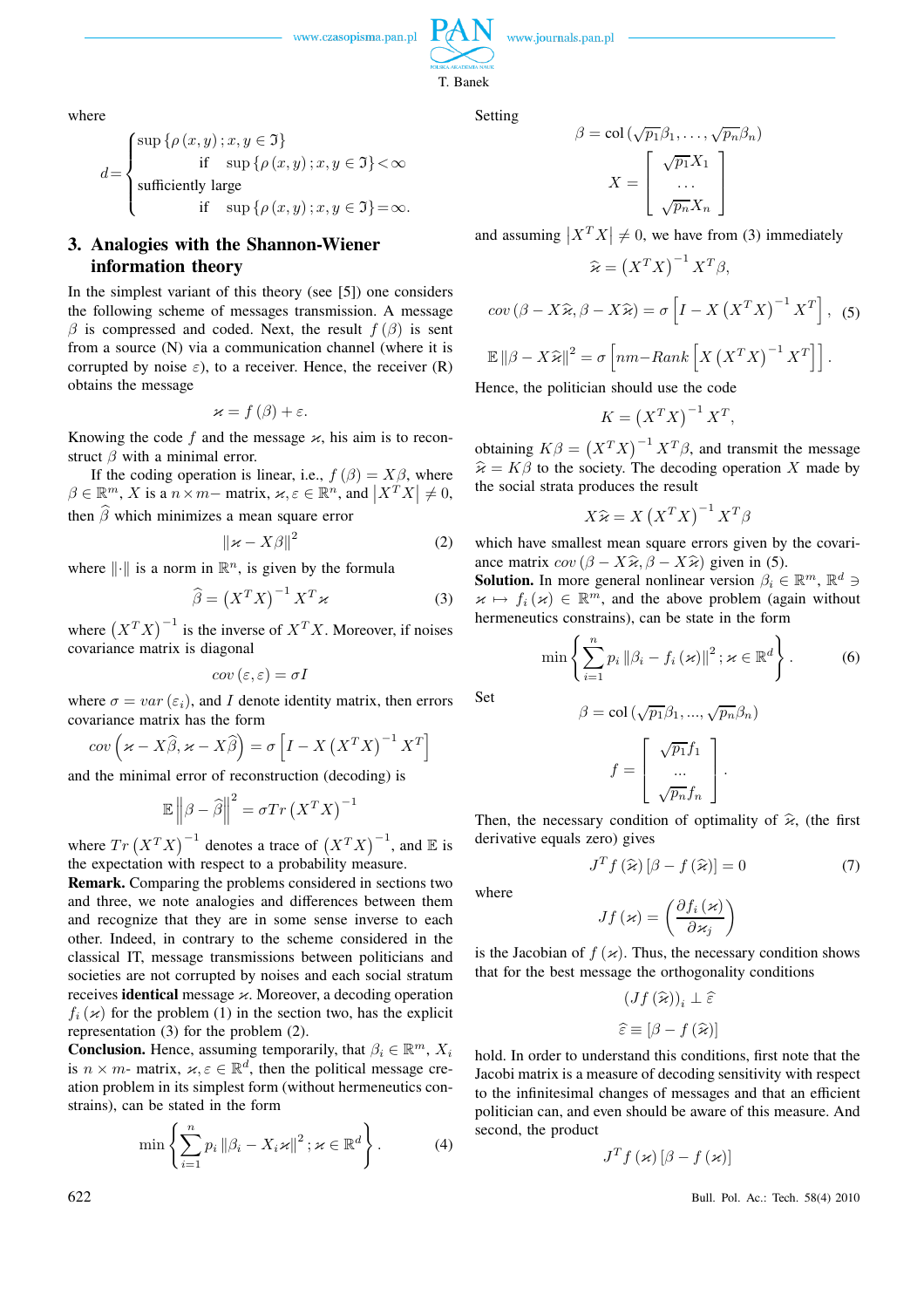where

$$d=\begin{cases}\sup\{\rho(x,y)\,;x,y\in\mathfrak{I}\} \\ \qquad \text{if} \quad \sup\{\rho(x,y)\,;x,y\in\mathfrak{I}\}<\infty \\ \text{sufficiently large} \\ \qquad \text{if} \quad \sup\{\rho(x,y)\,;x,y\in\mathfrak{I}\}=\infty.\end{cases}$$

## 3. Analogies with the Shannon-Wiener information theory

In the simplest variant of this theory (see [5]) one considers the following scheme of messages transmission. A message $\beta$ is compressed and coded. Next, the result $f(\beta)$ is sent from a source (N) via a communication channel (where it is corrupted by noise $\varepsilon$), to a receiver. Hence, the receiver (R) obtains the message

$$\varkappa = f(\beta) + \varepsilon.$$

Knowing the code $f$ and the message $\varkappa$, his aim is to reconstruct $\beta$ with a minimal error.

If the coding operation is linear, i.e., $f(\beta) = X\beta$, where $\beta \in \mathbb{R}^m$, $X$ is a $n\times m-$ matrix, $\varkappa, \varepsilon \in \mathbb{R}^n$, and $\left|X^T X\right| \neq 0$, then $\widehat{\beta}$ which minimizes a mean square error

$$\left\|\varkappa - X\beta\right\|^2 \tag{2}$$

where $\|\cdot\|$ is a norm in $\mathbb{R}^n$, is given by the formula

$$\widehat{\beta} = \left(X^T X\right)^{-1} X^T \varkappa \tag{3}$$

where $\left(X^T X\right)^{-1}$ is the inverse of $X^T X$. Moreover, if noises covariance matrix is diagonal

$$cov\left(\varepsilon,\varepsilon\right) = \sigma I$$

where $\sigma = var\left(\varepsilon_i\right)$, and $I$ denote identity matrix, then errors covariance matrix has the form

$$cov\left(\varkappa - X\widehat{\beta}, \varkappa - X\widehat{\beta}\right) = \sigma\left[I - X\left(X^T X\right)^{-1} X^T\right]$$

and the minimal error of reconstruction (decoding) is

$$\mathbb{E}\left\|\beta - \widehat{\beta}\right\|^2 = \sigma Tr\left(X^T X\right)^{-1}$$

where $Tr\left(X^T X\right)^{-1}$ denotes a trace of $\left(X^T X\right)^{-1}$, and $\mathbb{E}$ is the expectation with respect to a probability measure.

**Remark.** Comparing the problems considered in sections two and three, we note analogies and differences between them and recognize that they are in some sense inverse to each other. Indeed, in contrary to the scheme considered in the classical IT, message transmissions between politicians and societies are not corrupted by noises and each social stratum receives **identical** message $\varkappa$. Moreover, a decoding operation $f_i(\varkappa)$ for the problem (1) in the section two, has the explicit representation (3) for the problem (2).

**Conclusion.** Hence, assuming temporarily, that $\beta_i \in \mathbb{R}^m$, $X_i$ is $n\times m$- matrix, $\varkappa, \varepsilon \in \mathbb{R}^d$, then the political message creation problem in its simplest form (without hermeneutics constrains), can be stated in the form

$$\min\left\{\sum_{i=1}^{n} p_i \left\|\beta_i - X_i\varkappa\right\|^2 ; \varkappa \in \mathbb{R}^d\right\}. \tag{4}$$

Setting

$$\beta = \text{col}\left(\sqrt{p_1}\beta_1, \ldots, \sqrt{p_n}\beta_n\right)$$

$$X = \begin{bmatrix}\sqrt{p_1}X_1 \\ \ldots \\ \sqrt{p_n}X_n\end{bmatrix}$$

and assuming $\left|X^T X\right| \neq 0$, we have from (3) immediately

$$\widehat{\varkappa} = \left(X^T X\right)^{-1} X^T \beta,$$

$$cov\left(\beta - X\widehat{\varkappa}, \beta - X\widehat{\varkappa}\right) = \sigma\left[I - X\left(X^T X\right)^{-1} X^T\right], \tag{5}$$

$$\mathbb{E}\left\|\beta - X\widehat{\varkappa}\right\|^2 = \sigma\left[nm - Rank\left[X\left(X^T X\right)^{-1} X^T\right]\right].$$

Hence, the politician should use the code

$$K = \left(X^T X\right)^{-1} X^T,$$

obtaining $K\beta = \left(X^T X\right)^{-1} X^T\beta$, and transmit the message $\widehat{\varkappa} = K\beta$ to the society. The decoding operation $X$ made by the social strata produces the result

$$X\widehat{\varkappa} = X\left(X^T X\right)^{-1} X^T\beta$$

which have smallest mean square errors given by the covariance matrix $cov\left(\beta - X\widehat{\varkappa}, \beta - X\widehat{\varkappa}\right)$ given in (5).

**Solution.** In more general nonlinear version $\beta_i \in \mathbb{R}^m$, $\mathbb{R}^d \ni \varkappa \mapsto f_i(\varkappa) \in \mathbb{R}^m$, and the above problem (again without hermeneutics constrains), can be state in the form

$$\min\left\{\sum_{i=1}^{n} p_i \left\|\beta_i - f_i(\varkappa)\right\|^2 ; \varkappa \in \mathbb{R}^d\right\}. \tag{6}$$

Set

$$\beta = \text{col}\left(\sqrt{p_1}\beta_1, \ldots, \sqrt{p_n}\beta_n\right)$$

$$f = \begin{bmatrix}\sqrt{p_1}f_1 \\ \ldots \\ \sqrt{p_n}f_n\end{bmatrix}.$$

Then, the necessary condition of optimality of $\widehat{\varkappa}$, (the first derivative equals zero) gives

$$J^T f(\widehat{\varkappa})\left[\beta - f(\widehat{\varkappa})\right] = 0 \tag{7}$$

where

$$Jf(\varkappa) = \left(\frac{\partial f_i(\varkappa)}{\partial \varkappa_j}\right)$$

is the Jacobian of $f(\varkappa)$. Thus, the necessary condition shows that for the best message the orthogonality conditions

$$\left(Jf(\widehat{\varkappa})\right)_i \perp \widehat{\varepsilon}$$

$$\widehat{\varepsilon} \equiv \left[\beta - f(\widehat{\varkappa})\right]$$

hold. In order to understand this conditions, first note that the Jacobi matrix is a measure of decoding sensitivity with respect to the infinitesimal changes of messages and that an efficient politician can, and even should be aware of this measure. And second, the product

$$J^T f(\varkappa)\left[\beta - f(\varkappa)\right]$$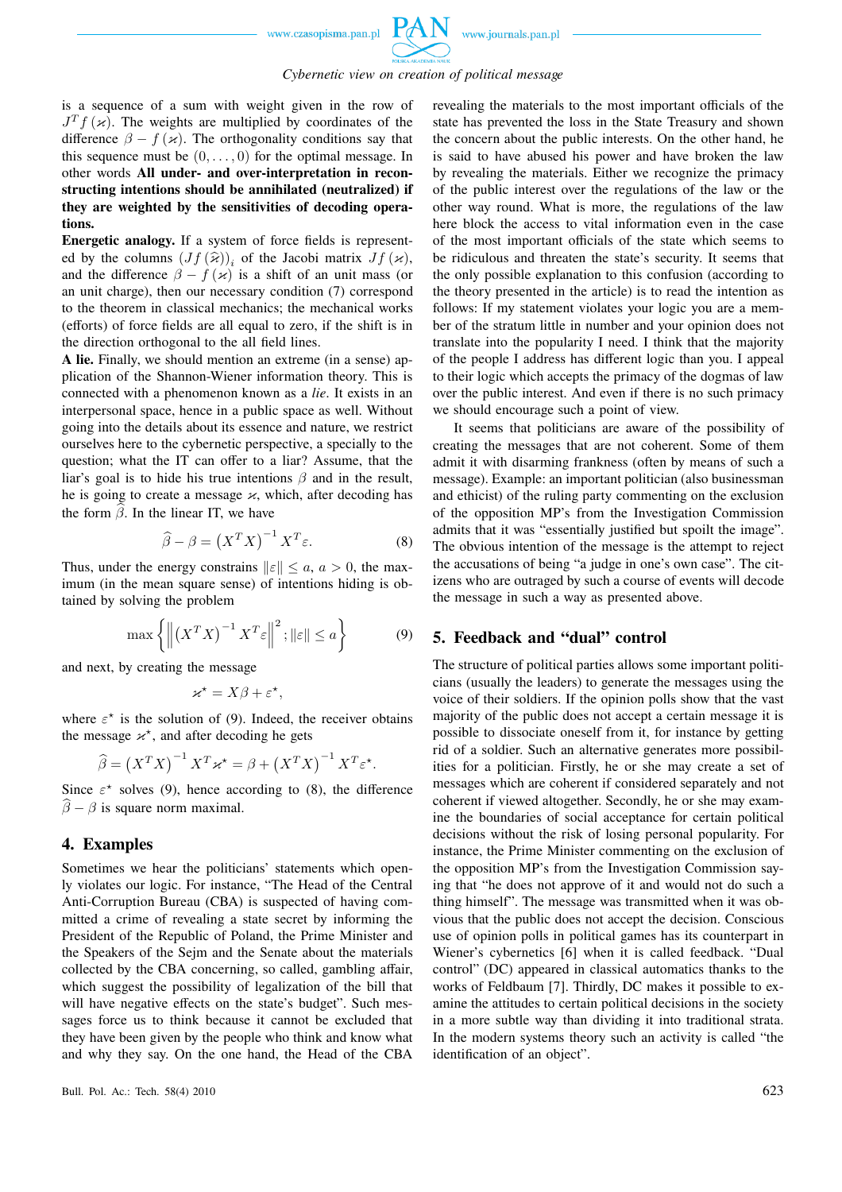is a sequence of a sum with weight given in the row of $J^T f(\varkappa)$. The weights are multiplied by coordinates of the difference $\beta - f(\varkappa)$. The orthogonality conditions say that this sequence must be $(0, \ldots, 0)$ for the optimal message. In other words **All under- and over-interpretation in reconstructing intentions should be annihilated (neutralized) if they are weighted by the sensitivities of decoding operations.**

**Energetic analogy.** If a system of force fields is represented by the columns $(Jf(\widehat{\varkappa}))_i$ of the Jacobi matrix $Jf(\varkappa)$, and the difference $\beta - f(\varkappa)$ is a shift of an unit mass (or an unit charge), then our necessary condition (7) correspond to the theorem in classical mechanics; the mechanical works (efforts) of force fields are all equal to zero, if the shift is in the direction orthogonal to the all field lines.

**A lie.** Finally, we should mention an extreme (in a sense) application of the Shannon-Wiener information theory. This is connected with a phenomenon known as a *lie*. It exists in an interpersonal space, hence in a public space as well. Without going into the details about its essence and nature, we restrict ourselves here to the cybernetic perspective, a specially to the question; what the IT can offer to a liar? Assume, that the liar's goal is to hide his true intentions $\beta$ and in the result, he is going to create a message $\varkappa$, which, after decoding has the form $\widehat{\beta}$. In the linear IT, we have

$$\widehat{\beta} - \beta = \left(X^T X\right)^{-1} X^T \varepsilon. \tag{8}$$

Thus, under the energy constrains $\|\varepsilon\| \leq a$, $a > 0$, the maximum (in the mean square sense) of intentions hiding is obtained by solving the problem

$$\max\left\{ \left\| \left(X^T X\right)^{-1} X^T \varepsilon \right\|^2 ; \|\varepsilon\| \leq a \right\} \tag{9}$$

and next, by creating the message

$$\varkappa^\star = X\beta + \varepsilon^\star,$$

where $\varepsilon^\star$ is the solution of (9). Indeed, the receiver obtains the message $\varkappa^\star$, and after decoding he gets

$$\widehat{\beta} = \left(X^T X\right)^{-1} X^T \varkappa^\star = \beta + \left(X^T X\right)^{-1} X^T \varepsilon^\star.$$

Since $\varepsilon^\star$ solves (9), hence according to (8), the difference $\widehat{\beta} - \beta$ is square norm maximal.

## 4. Examples

Sometimes we hear the politicians' statements which openly violates our logic. For instance, "The Head of the Central Anti-Corruption Bureau (CBA) is suspected of having committed a crime of revealing a state secret by informing the President of the Republic of Poland, the Prime Minister and the Speakers of the Sejm and the Senate about the materials collected by the CBA concerning, so called, gambling affair, which suggest the possibility of legalization of the bill that will have negative effects on the state's budget". Such messages force us to think because it cannot be excluded that they have been given by the people who think and know what and why they say. On the one hand, the Head of the CBA revealing the materials to the most important officials of the state has prevented the loss in the State Treasury and shown the concern about the public interests. On the other hand, he is said to have abused his power and have broken the law by revealing the materials. Either we recognize the primacy of the public interest over the regulations of the law or the other way round. What is more, the regulations of the law here block the access to vital information even in the case of the most important officials of the state which seems to be ridiculous and threaten the state's security. It seems that the only possible explanation to this confusion (according to the theory presented in the article) is to read the intention as follows: If my statement violates your logic you are a member of the stratum little in number and your opinion does not translate into the popularity I need. I think that the majority of the people I address has different logic than you. I appeal to their logic which accepts the primacy of the dogmas of law over the public interest. And even if there is no such primacy we should encourage such a point of view.

It seems that politicians are aware of the possibility of creating the messages that are not coherent. Some of them admit it with disarming frankness (often by means of such a message). Example: an important politician (also businessman and ethicist) of the ruling party commenting on the exclusion of the opposition MP's from the Investigation Commission admits that it was "essentially justified but spoilt the image". The obvious intention of the message is the attempt to reject the accusations of being "a judge in one's own case". The citizens who are outraged by such a course of events will decode the message in such a way as presented above.

## 5. Feedback and "dual" control

The structure of political parties allows some important politicians (usually the leaders) to generate the messages using the voice of their soldiers. If the opinion polls show that the vast majority of the public does not accept a certain message it is possible to dissociate oneself from it, for instance by getting rid of a soldier. Such an alternative generates more possibilities for a politician. Firstly, he or she may create a set of messages which are coherent if considered separately and not coherent if viewed altogether. Secondly, he or she may examine the boundaries of social acceptance for certain political decisions without the risk of losing personal popularity. For instance, the Prime Minister commenting on the exclusion of the opposition MP's from the Investigation Commission saying that "he does not approve of it and would not do such a thing himself". The message was transmitted when it was obvious that the public does not accept the decision. Conscious use of opinion polls in political games has its counterpart in Wiener's cybernetics [6] when it is called feedback. "Dual control" (DC) appeared in classical automatics thanks to the works of Feldbaum [7]. Thirdly, DC makes it possible to examine the attitudes to certain political decisions in the society in a more subtle way than dividing it into traditional strata. In the modern systems theory such an activity is called "the identification of an object".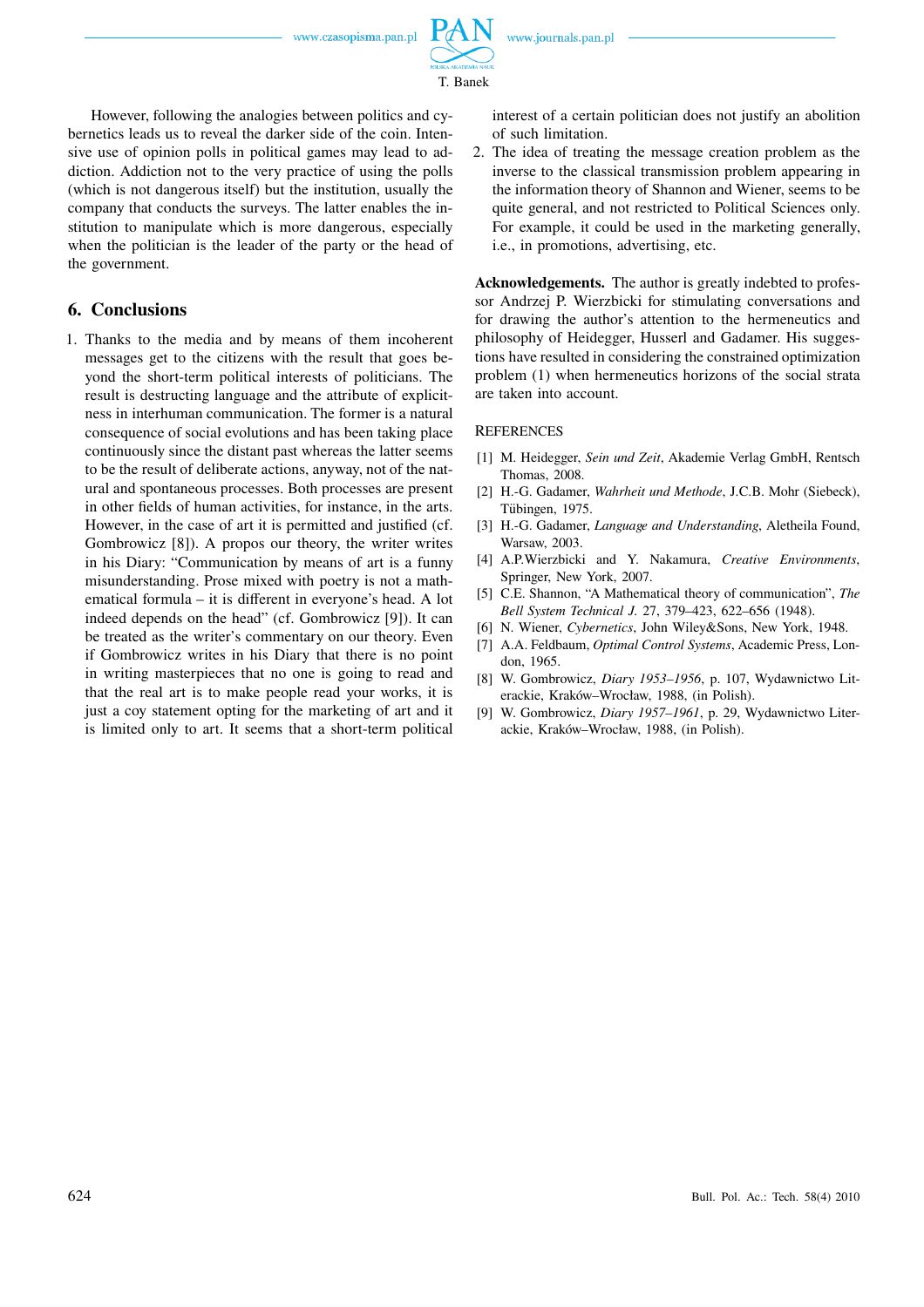However, following the analogies between politics and cybernetics leads us to reveal the darker side of the coin. Intensive use of opinion polls in political games may lead to addiction. Addiction not to the very practice of using the polls (which is not dangerous itself) but the institution, usually the company that conducts the surveys. The latter enables the institution to manipulate which is more dangerous, especially when the politician is the leader of the party or the head of the government.

## 6. Conclusions

1. Thanks to the media and by means of them incoherent messages get to the citizens with the result that goes beyond the short-term political interests of politicians. The result is destructing language and the attribute of explicitness in interhuman communication. The former is a natural consequence of social evolutions and has been taking place continuously since the distant past whereas the latter seems to be the result of deliberate actions, anyway, not of the natural and spontaneous processes. Both processes are present in other fields of human activities, for instance, in the arts. However, in the case of art it is permitted and justified (cf. Gombrowicz [8]). A propos our theory, the writer writes in his Diary: "Communication by means of art is a funny misunderstanding. Prose mixed with poetry is not a mathematical formula – it is different in everyone's head. A lot indeed depends on the head" (cf. Gombrowicz [9]). It can be treated as the writer's commentary on our theory. Even if Gombrowicz writes in his Diary that there is no point in writing masterpieces that no one is going to read and that the real art is to make people read your works, it is just a coy statement opting for the marketing of art and it is limited only to art. It seems that a short-term political interest of a certain politician does not justify an abolition of such limitation.
2. The idea of treating the message creation problem as the inverse to the classical transmission problem appearing in the information theory of Shannon and Wiener, seems to be quite general, and not restricted to Political Sciences only. For example, it could be used in the marketing generally, i.e., in promotions, advertising, etc.

**Acknowledgements.** The author is greatly indebted to professor Andrzej P. Wierzbicki for stimulating conversations and for drawing the author's attention to the hermeneutics and philosophy of Heidegger, Husserl and Gadamer. His suggestions have resulted in considering the constrained optimization problem (1) when hermeneutics horizons of the social strata are taken into account.

REFERENCES

[1] M. Heidegger, *Sein und Zeit*, Akademie Verlag GmbH, Rentsch Thomas, 2008.

[2] H.-G. Gadamer, *Wahrheit und Methode*, J.C.B. Mohr (Siebeck), Tübingen, 1975.

[3] H.-G. Gadamer, *Language and Understanding*, Aletheila Found, Warsaw, 2003.

[4] A.P.Wierzbicki and Y. Nakamura, *Creative Environments*, Springer, New York, 2007.

[5] C.E. Shannon, "A Mathematical theory of communication", *The Bell System Technical J.* 27, 379–423, 622–656 (1948).

[6] N. Wiener, *Cybernetics*, John Wiley&Sons, New York, 1948.

[7] A.A. Feldbaum, *Optimal Control Systems*, Academic Press, London, 1965.

[8] W. Gombrowicz, *Diary 1953–1956*, p. 107, Wydawnictwo Literackie, Kraków–Wrocław, 1988, (in Polish).

[9] W. Gombrowicz, *Diary 1957–1961*, p. 29, Wydawnictwo Literackie, Kraków–Wrocław, 1988, (in Polish).